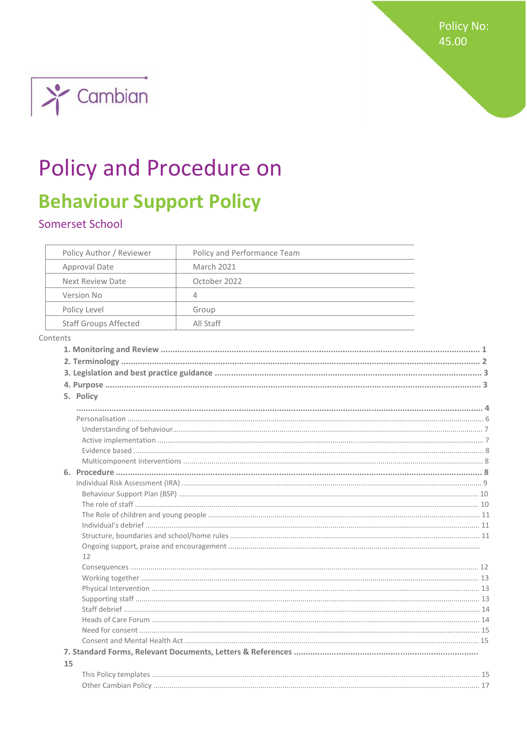Policy No: 45.00

Cambian

# Policy and Procedure on

## Behaviour Support Policy

Somerset School

| Policy Author / Reviewer | Policy and Performance Team |
|---|---|
| Approval Date | March 2021 |
| Next Review Date | October 2022 |
| Version No | 4 |
| Policy Level | Group |
| Staff Groups Affected | All Staff |

Contents

**1. Monitoring and Review** ........................................ **1**
**2. Terminology** ........................................ **2**
**3. Legislation and best practice guidance** ........................................ **3**
**4. Purpose** ........................................ **3**
**5. Policy** ........................................ **4**
- Personalisation ........................................ 6
  - Understanding of behaviour........................................ 7
  - Active implementation ........................................ 7
  - Evidence based ........................................ 8
  - Multicomponent interventions ........................................ 8

**6. Procedure** ........................................ **8**
- Individual Risk Assessment (IRA) ........................................ 9
  - Behaviour Support Plan (BSP) ........................................ 10
  - The role of staff ........................................ 10
  - The Role of children and young people ........................................ 11
  - Individual's debrief ........................................ 11
  - Structure, boundaries and school/home rules ........................................ 11
  - Ongoing support, praise and encouragement ........................................ 12
  - Consequences ........................................ 12
  - Working together ........................................ 13
  - Physical Intervention ........................................ 13
  - Supporting staff ........................................ 13
  - Staff debrief ........................................ 14
  - Heads of Care Forum ........................................ 14
  - Need for consent ........................................ 15
  - Consent and Mental Health Act ........................................ 15

**7. Standard Forms, Relevant Documents, Letters & References** ........................................ **15**
- This Policy templates ........................................ 15
- Other Cambian Policy ........................................ 17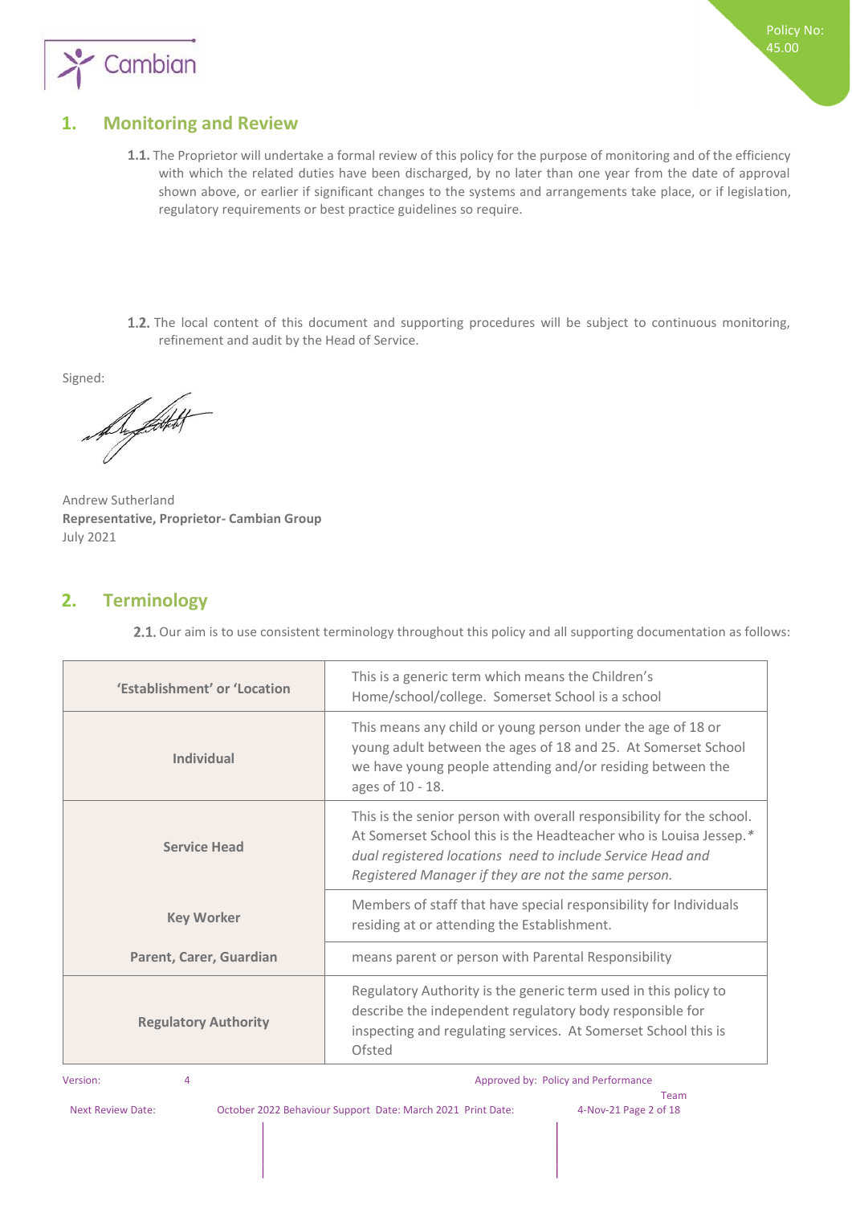## 1. Monitoring and Review

**1.1.** The Proprietor will undertake a formal review of this policy for the purpose of monitoring and of the efficiency with which the related duties have been discharged, by no later than one year from the date of approval shown above, or earlier if significant changes to the systems and arrangements take place, or if legislation, regulatory requirements or best practice guidelines so require.

**1.2.** The local content of this document and supporting procedures will be subject to continuous monitoring, refinement and audit by the Head of Service.

Signed:

Andrew Sutherland
**Representative, Proprietor- Cambian Group**
July 2021

## 2. Terminology

**2.1.** Our aim is to use consistent terminology throughout this policy and all supporting documentation as follows:

| | |
|---|---|
| **'Establishment' or 'Location** | This is a generic term which means the Children's Home/school/college. Somerset School is a school |
| **Individual** | This means any child or young person under the age of 18 or young adult between the ages of 18 and 25. At Somerset School we have young people attending and/or residing between the ages of 10 - 18. |
| **Service Head** | This is the senior person with overall responsibility for the school. At Somerset School this is the Headteacher who is Louisa Jessep.* *dual registered locations need to include Service Head and Registered Manager if they are not the same person.* |
| **Key Worker** | Members of staff that have special responsibility for Individuals residing at or attending the Establishment. |
| **Parent, Carer, Guardian** | means parent or person with Parental Responsibility |
| **Regulatory Authority** | Regulatory Authority is the generic term used in this policy to describe the independent regulatory body responsible for inspecting and regulating services. At Somerset School this is Ofsted |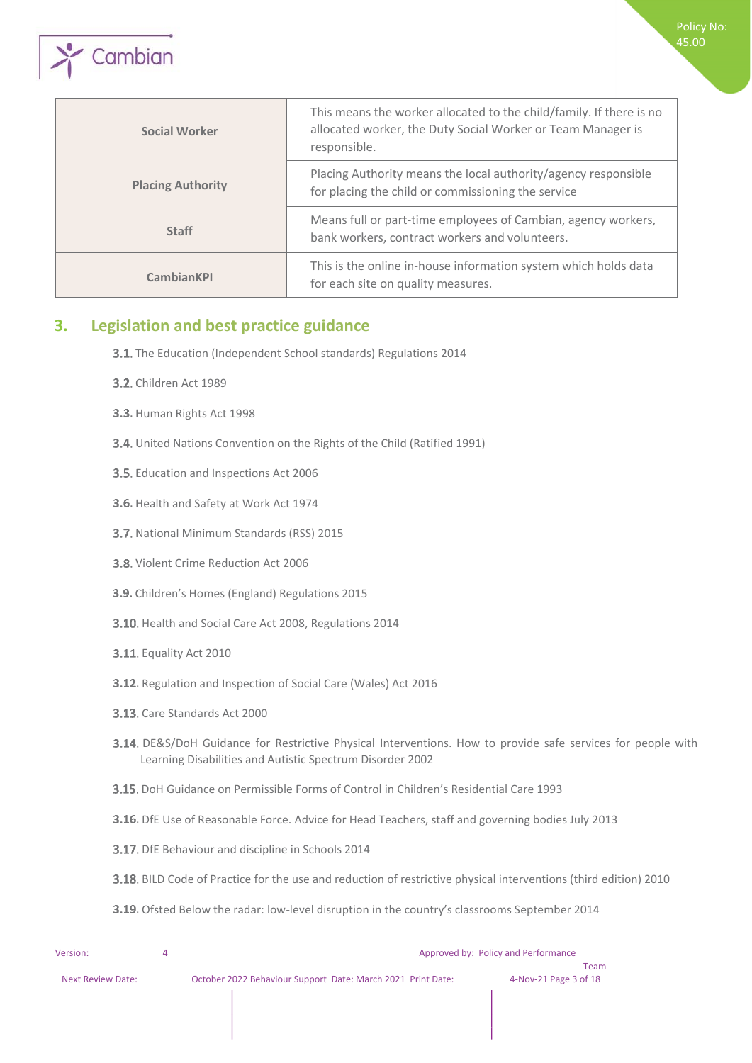| Social Worker | This means the worker allocated to the child/family. If there is no allocated worker, the Duty Social Worker or Team Manager is responsible. |
|---|---|
| Placing Authority | Placing Authority means the local authority/agency responsible for placing the child or commissioning the service |
| Staff | Means full or part-time employees of Cambian, agency workers, bank workers, contract workers and volunteers. |
| CambianKPI | This is the online in-house information system which holds data for each site on quality measures. |

## 3. Legislation and best practice guidance

3.1. The Education (Independent School standards) Regulations 2014

3.2. Children Act 1989

3.3. Human Rights Act 1998

3.4. United Nations Convention on the Rights of the Child (Ratified 1991)

3.5. Education and Inspections Act 2006

3.6. Health and Safety at Work Act 1974

3.7. National Minimum Standards (RSS) 2015

3.8. Violent Crime Reduction Act 2006

3.9. Children's Homes (England) Regulations 2015

3.10. Health and Social Care Act 2008, Regulations 2014

3.11. Equality Act 2010

3.12. Regulation and Inspection of Social Care (Wales) Act 2016

3.13. Care Standards Act 2000

3.14. DE&S/DoH Guidance for Restrictive Physical Interventions. How to provide safe services for people with Learning Disabilities and Autistic Spectrum Disorder 2002

3.15. DoH Guidance on Permissible Forms of Control in Children's Residential Care 1993

3.16. DfE Use of Reasonable Force. Advice for Head Teachers, staff and governing bodies July 2013

3.17. DfE Behaviour and discipline in Schools 2014

3.18. BILD Code of Practice for the use and reduction of restrictive physical interventions (third edition) 2010

3.19. Ofsted Below the radar: low-level disruption in the country's classrooms September 2014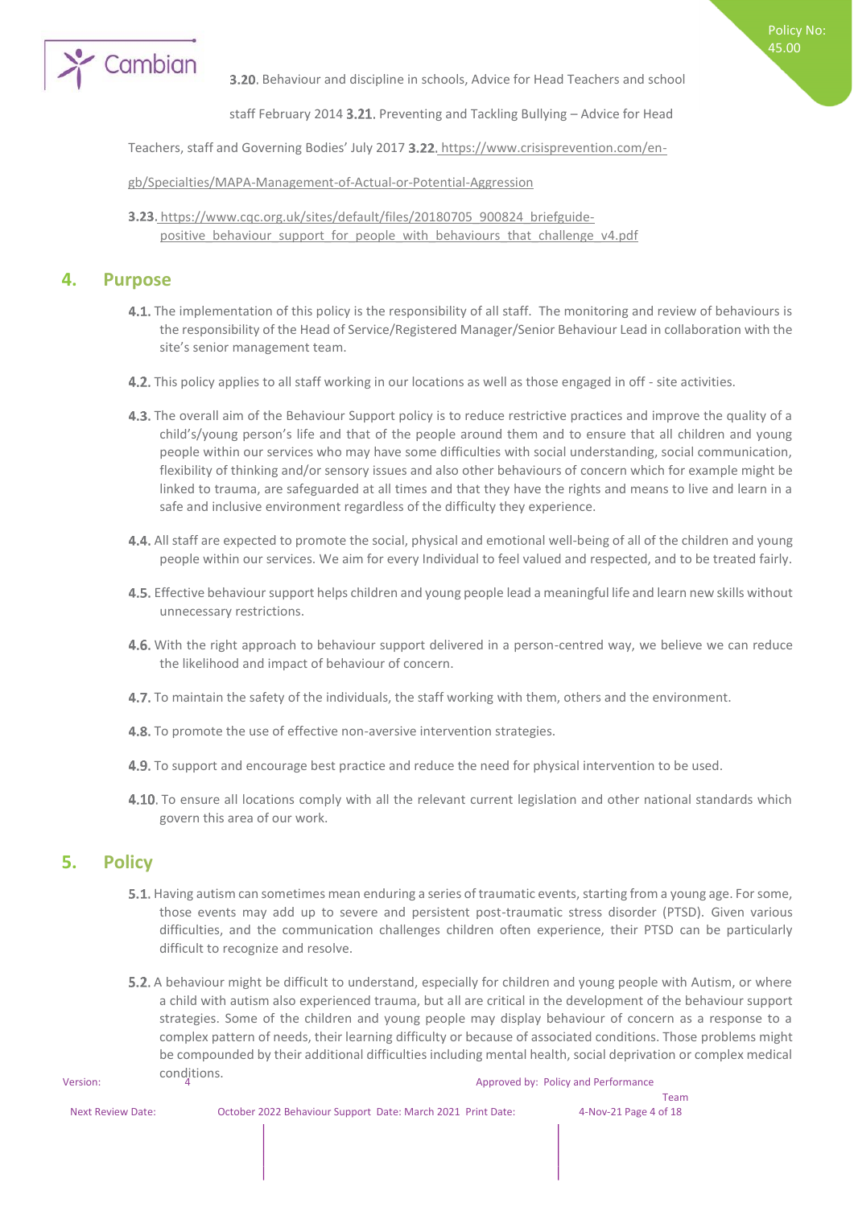3.20. Behaviour and discipline in schools, Advice for Head Teachers and school staff February 2014

3.21. Preventing and Tackling Bullying – Advice for Head Teachers, staff and Governing Bodies' July 2017

3.22. https://www.crisisprevention.com/en-gb/Specialties/MAPA-Management-of-Actual-or-Potential-Aggression

3.23. https://www.cqc.org.uk/sites/default/files/20180705_900824_briefguide-positive_behaviour_support_for_people_with_behaviours_that_challenge_v4.pdf

## 4. Purpose

4.1. The implementation of this policy is the responsibility of all staff. The monitoring and review of behaviours is the responsibility of the Head of Service/Registered Manager/Senior Behaviour Lead in collaboration with the site's senior management team.

4.2. This policy applies to all staff working in our locations as well as those engaged in off - site activities.

4.3. The overall aim of the Behaviour Support policy is to reduce restrictive practices and improve the quality of a child's/young person's life and that of the people around them and to ensure that all children and young people within our services who may have some difficulties with social understanding, social communication, flexibility of thinking and/or sensory issues and also other behaviours of concern which for example might be linked to trauma, are safeguarded at all times and that they have the rights and means to live and learn in a safe and inclusive environment regardless of the difficulty they experience.

4.4. All staff are expected to promote the social, physical and emotional well-being of all of the children and young people within our services. We aim for every Individual to feel valued and respected, and to be treated fairly.

4.5. Effective behaviour support helps children and young people lead a meaningful life and learn new skills without unnecessary restrictions.

4.6. With the right approach to behaviour support delivered in a person-centred way, we believe we can reduce the likelihood and impact of behaviour of concern.

4.7. To maintain the safety of the individuals, the staff working with them, others and the environment.

4.8. To promote the use of effective non-aversive intervention strategies.

4.9. To support and encourage best practice and reduce the need for physical intervention to be used.

4.10. To ensure all locations comply with all the relevant current legislation and other national standards which govern this area of our work.

## 5. Policy

5.1. Having autism can sometimes mean enduring a series of traumatic events, starting from a young age. For some, those events may add up to severe and persistent post-traumatic stress disorder (PTSD). Given various difficulties, and the communication challenges children often experience, their PTSD can be particularly difficult to recognize and resolve.

5.2. A behaviour might be difficult to understand, especially for children and young people with Autism, or where a child with autism also experienced trauma, but all are critical in the development of the behaviour support strategies. Some of the children and young people may display behaviour of concern as a response to a complex pattern of needs, their learning difficulty or because of associated conditions. Those problems might be compounded by their additional difficulties including mental health, social deprivation or complex medical conditions.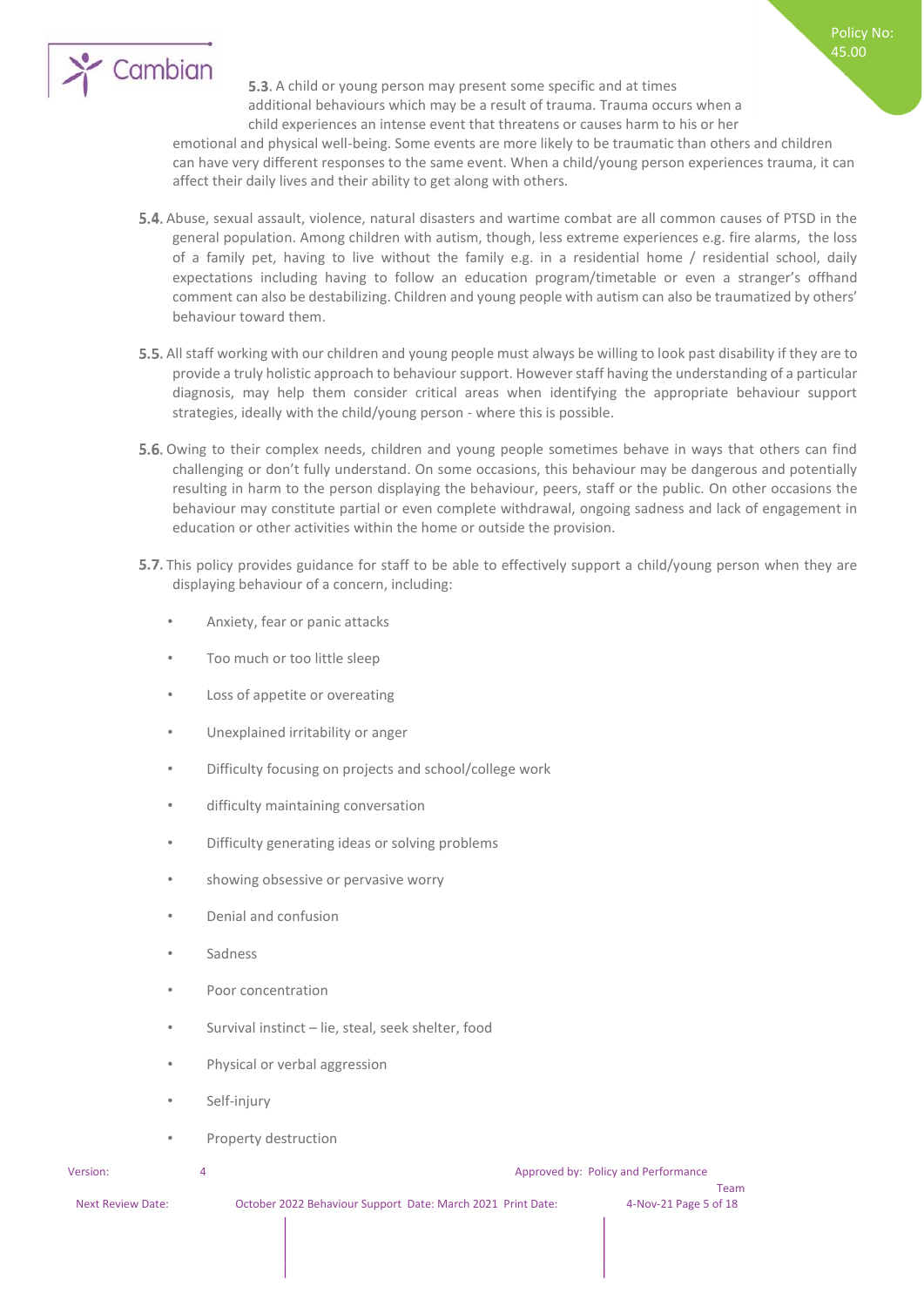5.3. A child or young person may present some specific and at times additional behaviours which may be a result of trauma. Trauma occurs when a child experiences an intense event that threatens or causes harm to his or her emotional and physical well-being. Some events are more likely to be traumatic than others and children can have very different responses to the same event. When a child/young person experiences trauma, it can affect their daily lives and their ability to get along with others.

5.4. Abuse, sexual assault, violence, natural disasters and wartime combat are all common causes of PTSD in the general population. Among children with autism, though, less extreme experiences e.g. fire alarms, the loss of a family pet, having to live without the family e.g. in a residential home / residential school, daily expectations including having to follow an education program/timetable or even a stranger's offhand comment can also be destabilizing. Children and young people with autism can also be traumatized by others' behaviour toward them.

5.5. All staff working with our children and young people must always be willing to look past disability if they are to provide a truly holistic approach to behaviour support. However staff having the understanding of a particular diagnosis, may help them consider critical areas when identifying the appropriate behaviour support strategies, ideally with the child/young person - where this is possible.

5.6. Owing to their complex needs, children and young people sometimes behave in ways that others can find challenging or don't fully understand. On some occasions, this behaviour may be dangerous and potentially resulting in harm to the person displaying the behaviour, peers, staff or the public. On other occasions the behaviour may constitute partial or even complete withdrawal, ongoing sadness and lack of engagement in education or other activities within the home or outside the provision.

5.7. This policy provides guidance for staff to be able to effectively support a child/young person when they are displaying behaviour of a concern, including:

- Anxiety, fear or panic attacks
- Too much or too little sleep
- Loss of appetite or overeating
- Unexplained irritability or anger
- Difficulty focusing on projects and school/college work
- difficulty maintaining conversation
- Difficulty generating ideas or solving problems
- showing obsessive or pervasive worry
- Denial and confusion
- Sadness
- Poor concentration
- Survival instinct – lie, steal, seek shelter, food
- Physical or verbal aggression
- Self-injury
- Property destruction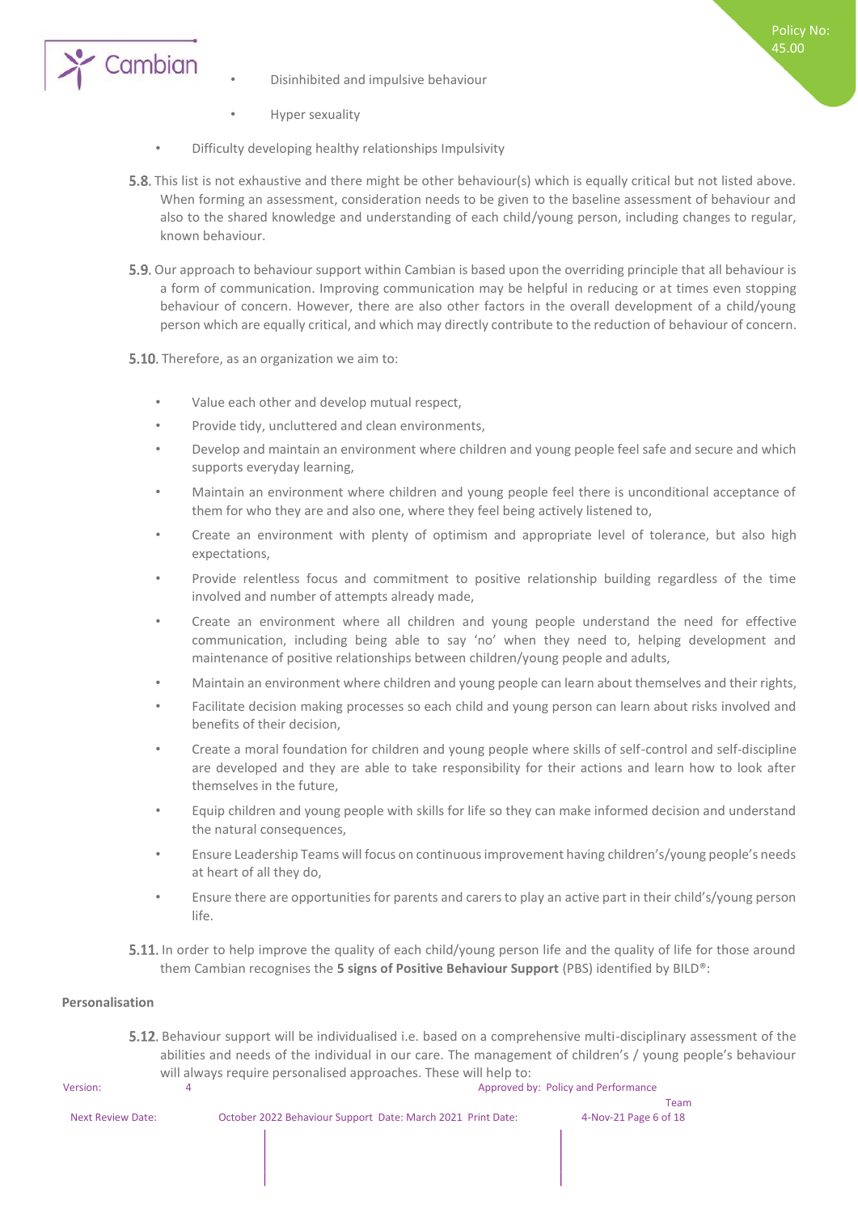- Disinhibited and impulsive behaviour
- Hyper sexuality
- Difficulty developing healthy relationships Impulsivity

5.8. This list is not exhaustive and there might be other behaviour(s) which is equally critical but not listed above. When forming an assessment, consideration needs to be given to the baseline assessment of behaviour and also to the shared knowledge and understanding of each child/young person, including changes to regular, known behaviour.

5.9. Our approach to behaviour support within Cambian is based upon the overriding principle that all behaviour is a form of communication. Improving communication may be helpful in reducing or at times even stopping behaviour of concern. However, there are also other factors in the overall development of a child/young person which are equally critical, and which may directly contribute to the reduction of behaviour of concern.

5.10. Therefore, as an organization we aim to:

- Value each other and develop mutual respect,
- Provide tidy, uncluttered and clean environments,
- Develop and maintain an environment where children and young people feel safe and secure and which supports everyday learning,
- Maintain an environment where children and young people feel there is unconditional acceptance of them for who they are and also one, where they feel being actively listened to,
- Create an environment with plenty of optimism and appropriate level of tolerance, but also high expectations,
- Provide relentless focus and commitment to positive relationship building regardless of the time involved and number of attempts already made,
- Create an environment where all children and young people understand the need for effective communication, including being able to say 'no' when they need to, helping development and maintenance of positive relationships between children/young people and adults,
- Maintain an environment where children and young people can learn about themselves and their rights,
- Facilitate decision making processes so each child and young person can learn about risks involved and benefits of their decision,
- Create a moral foundation for children and young people where skills of self-control and self-discipline are developed and they are able to take responsibility for their actions and learn how to look after themselves in the future,
- Equip children and young people with skills for life so they can make informed decision and understand the natural consequences,
- Ensure Leadership Teams will focus on continuous improvement having children's/young people's needs at heart of all they do,
- Ensure there are opportunities for parents and carers to play an active part in their child's/young person life.

5.11. In order to help improve the quality of each child/young person life and the quality of life for those around them Cambian recognises the **5 signs of Positive Behaviour Support** (PBS) identified by BILD®:

**Personalisation**

5.12. Behaviour support will be individualised i.e. based on a comprehensive multi-disciplinary assessment of the abilities and needs of the individual in our care. The management of children's / young people's behaviour will always require personalised approaches. These will help to: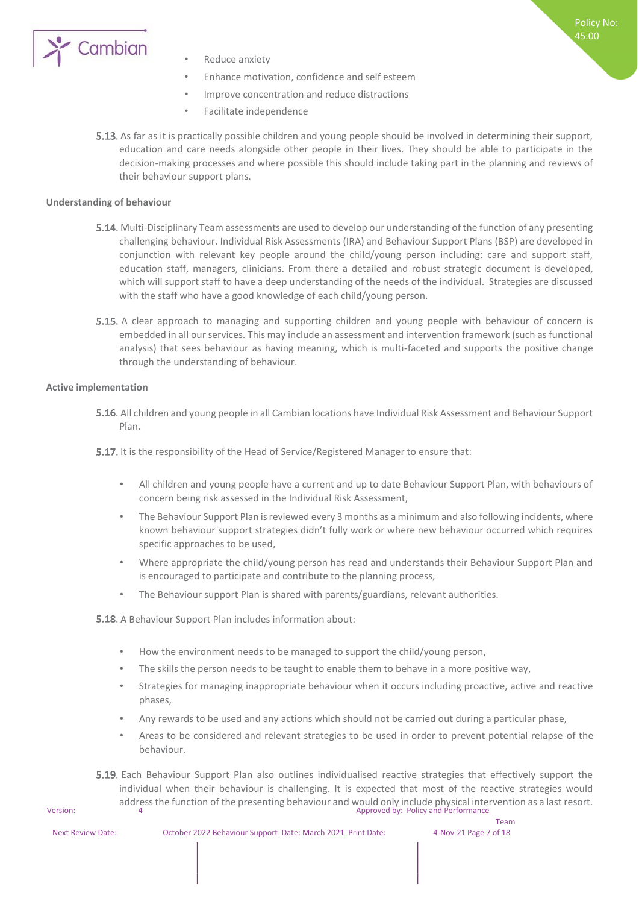- Reduce anxiety
- Enhance motivation, confidence and self esteem
- Improve concentration and reduce distractions
- Facilitate independence

**5.13.** As far as it is practically possible children and young people should be involved in determining their support, education and care needs alongside other people in their lives. They should be able to participate in the decision-making processes and where possible this should include taking part in the planning and reviews of their behaviour support plans.

**Understanding of behaviour**

**5.14.** Multi-Disciplinary Team assessments are used to develop our understanding of the function of any presenting challenging behaviour. Individual Risk Assessments (IRA) and Behaviour Support Plans (BSP) are developed in conjunction with relevant key people around the child/young person including: care and support staff, education staff, managers, clinicians. From there a detailed and robust strategic document is developed, which will support staff to have a deep understanding of the needs of the individual. Strategies are discussed with the staff who have a good knowledge of each child/young person.

**5.15.** A clear approach to managing and supporting children and young people with behaviour of concern is embedded in all our services. This may include an assessment and intervention framework (such as functional analysis) that sees behaviour as having meaning, which is multi-faceted and supports the positive change through the understanding of behaviour.

**Active implementation**

**5.16.** All children and young people in all Cambian locations have Individual Risk Assessment and Behaviour Support Plan.

**5.17.** It is the responsibility of the Head of Service/Registered Manager to ensure that:

- All children and young people have a current and up to date Behaviour Support Plan, with behaviours of concern being risk assessed in the Individual Risk Assessment,
- The Behaviour Support Plan is reviewed every 3 months as a minimum and also following incidents, where known behaviour support strategies didn't fully work or where new behaviour occurred which requires specific approaches to be used,
- Where appropriate the child/young person has read and understands their Behaviour Support Plan and is encouraged to participate and contribute to the planning process,
- The Behaviour support Plan is shared with parents/guardians, relevant authorities.

**5.18.** A Behaviour Support Plan includes information about:

- How the environment needs to be managed to support the child/young person,
- The skills the person needs to be taught to enable them to behave in a more positive way,
- Strategies for managing inappropriate behaviour when it occurs including proactive, active and reactive phases,
- Any rewards to be used and any actions which should not be carried out during a particular phase,
- Areas to be considered and relevant strategies to be used in order to prevent potential relapse of the behaviour.

**5.19.** Each Behaviour Support Plan also outlines individualised reactive strategies that effectively support the individual when their behaviour is challenging. It is expected that most of the reactive strategies would address the function of the presenting behaviour and would only include physical intervention as a last resort.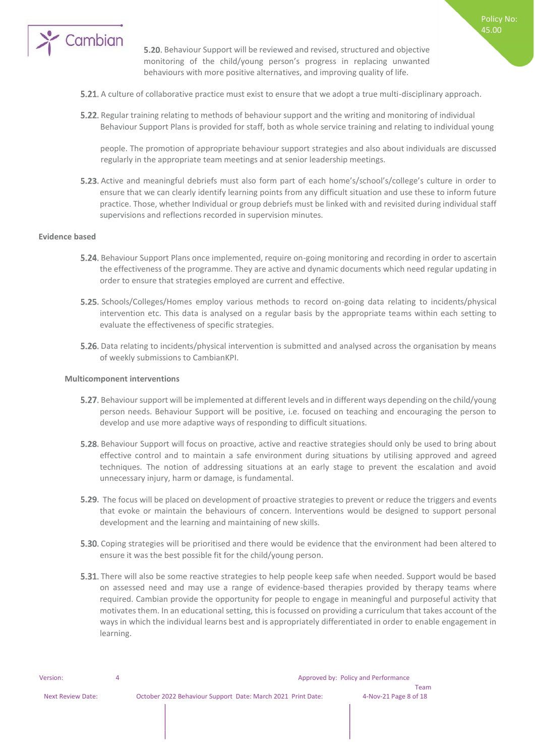**5.20.** Behaviour Support will be reviewed and revised, structured and objective monitoring of the child/young person's progress in replacing unwanted behaviours with more positive alternatives, and improving quality of life.

**5.21.** A culture of collaborative practice must exist to ensure that we adopt a true multi-disciplinary approach.

**5.22.** Regular training relating to methods of behaviour support and the writing and monitoring of individual Behaviour Support Plans is provided for staff, both as whole service training and relating to individual young people. The promotion of appropriate behaviour support strategies and also about individuals are discussed regularly in the appropriate team meetings and at senior leadership meetings.

**5.23.** Active and meaningful debriefs must also form part of each home's/school's/college's culture in order to ensure that we can clearly identify learning points from any difficult situation and use these to inform future practice. Those, whether Individual or group debriefs must be linked with and revisited during individual staff supervisions and reflections recorded in supervision minutes.

**Evidence based**

**5.24.** Behaviour Support Plans once implemented, require on-going monitoring and recording in order to ascertain the effectiveness of the programme. They are active and dynamic documents which need regular updating in order to ensure that strategies employed are current and effective.

**5.25.** Schools/Colleges/Homes employ various methods to record on-going data relating to incidents/physical intervention etc. This data is analysed on a regular basis by the appropriate teams within each setting to evaluate the effectiveness of specific strategies.

**5.26.** Data relating to incidents/physical intervention is submitted and analysed across the organisation by means of weekly submissions to CambianKPI.

**Multicomponent interventions**

**5.27.** Behaviour support will be implemented at different levels and in different ways depending on the child/young person needs. Behaviour Support will be positive, i.e. focused on teaching and encouraging the person to develop and use more adaptive ways of responding to difficult situations.

**5.28.** Behaviour Support will focus on proactive, active and reactive strategies should only be used to bring about effective control and to maintain a safe environment during situations by utilising approved and agreed techniques. The notion of addressing situations at an early stage to prevent the escalation and avoid unnecessary injury, harm or damage, is fundamental.

**5.29.** The focus will be placed on development of proactive strategies to prevent or reduce the triggers and events that evoke or maintain the behaviours of concern. Interventions would be designed to support personal development and the learning and maintaining of new skills.

**5.30.** Coping strategies will be prioritised and there would be evidence that the environment had been altered to ensure it was the best possible fit for the child/young person.

**5.31.** There will also be some reactive strategies to help people keep safe when needed. Support would be based on assessed need and may use a range of evidence-based therapies provided by therapy teams where required. Cambian provide the opportunity for people to engage in meaningful and purposeful activity that motivates them. In an educational setting, this is focussed on providing a curriculum that takes account of the ways in which the individual learns best and is appropriately differentiated in order to enable engagement in learning.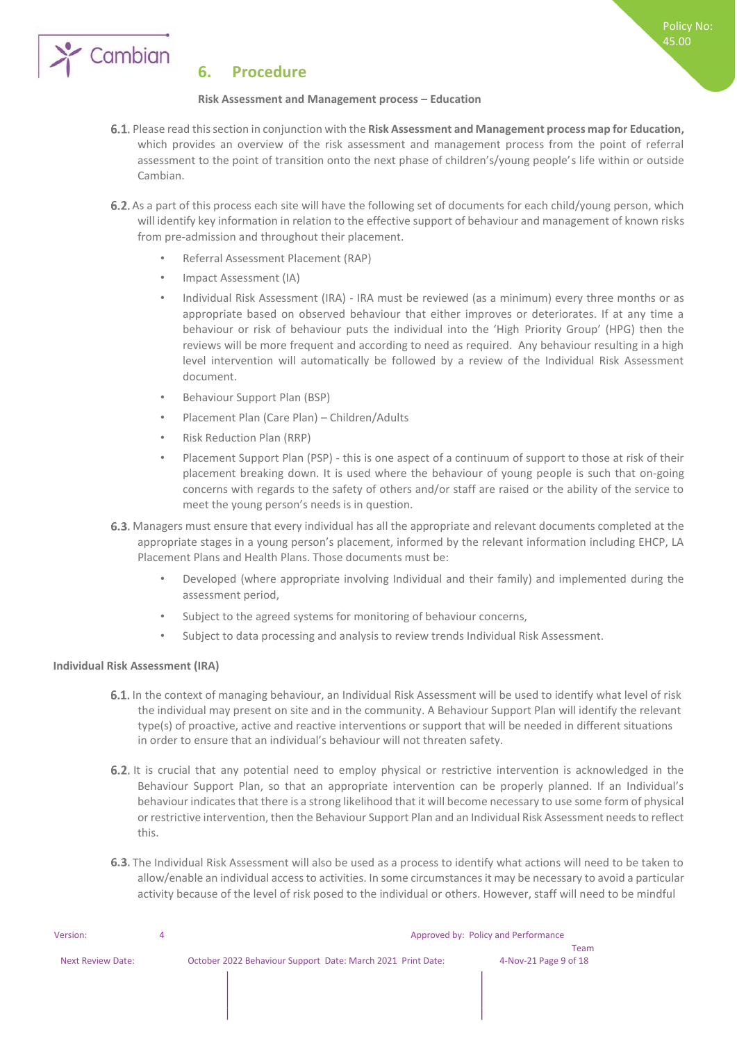## 6. Procedure

**Risk Assessment and Management process – Education**

6.1. Please read this section in conjunction with the **Risk Assessment and Management process map for Education,** which provides an overview of the risk assessment and management process from the point of referral assessment to the point of transition onto the next phase of children's/young people's life within or outside Cambian.

6.2. As a part of this process each site will have the following set of documents for each child/young person, which will identify key information in relation to the effective support of behaviour and management of known risks from pre-admission and throughout their placement.

- Referral Assessment Placement (RAP)
- Impact Assessment (IA)
- Individual Risk Assessment (IRA) - IRA must be reviewed (as a minimum) every three months or as appropriate based on observed behaviour that either improves or deteriorates. If at any time a behaviour or risk of behaviour puts the individual into the 'High Priority Group' (HPG) then the reviews will be more frequent and according to need as required. Any behaviour resulting in a high level intervention will automatically be followed by a review of the Individual Risk Assessment document.
- Behaviour Support Plan (BSP)
- Placement Plan (Care Plan) – Children/Adults
- Risk Reduction Plan (RRP)
- Placement Support Plan (PSP) - this is one aspect of a continuum of support to those at risk of their placement breaking down. It is used where the behaviour of young people is such that on-going concerns with regards to the safety of others and/or staff are raised or the ability of the service to meet the young person's needs is in question.

6.3. Managers must ensure that every individual has all the appropriate and relevant documents completed at the appropriate stages in a young person's placement, informed by the relevant information including EHCP, LA Placement Plans and Health Plans. Those documents must be:

- Developed (where appropriate involving Individual and their family) and implemented during the assessment period,
- Subject to the agreed systems for monitoring of behaviour concerns,
- Subject to data processing and analysis to review trends Individual Risk Assessment.

**Individual Risk Assessment (IRA)**

6.1. In the context of managing behaviour, an Individual Risk Assessment will be used to identify what level of risk the individual may present on site and in the community. A Behaviour Support Plan will identify the relevant type(s) of proactive, active and reactive interventions or support that will be needed in different situations in order to ensure that an individual's behaviour will not threaten safety.

6.2. It is crucial that any potential need to employ physical or restrictive intervention is acknowledged in the Behaviour Support Plan, so that an appropriate intervention can be properly planned. If an Individual's behaviour indicates that there is a strong likelihood that it will become necessary to use some form of physical or restrictive intervention, then the Behaviour Support Plan and an Individual Risk Assessment needs to reflect this.

6.3. The Individual Risk Assessment will also be used as a process to identify what actions will need to be taken to allow/enable an individual access to activities. In some circumstances it may be necessary to avoid a particular activity because of the level of risk posed to the individual or others. However, staff will need to be mindful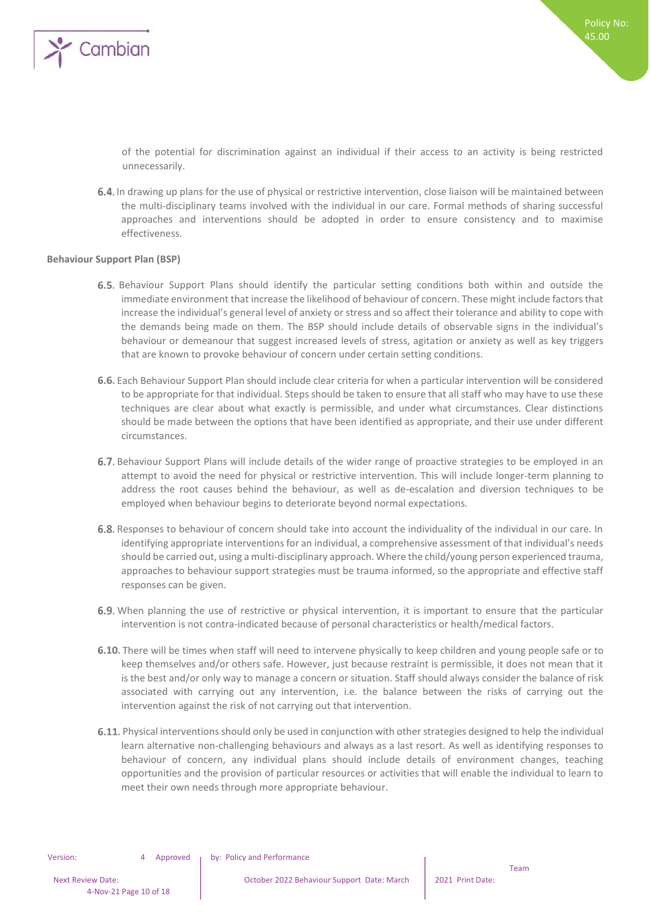of the potential for discrimination against an individual if their access to an activity is being restricted unnecessarily.

6.4. In drawing up plans for the use of physical or restrictive intervention, close liaison will be maintained between the multi-disciplinary teams involved with the individual in our care. Formal methods of sharing successful approaches and interventions should be adopted in order to ensure consistency and to maximise effectiveness.

**Behaviour Support Plan (BSP)**

6.5. Behaviour Support Plans should identify the particular setting conditions both within and outside the immediate environment that increase the likelihood of behaviour of concern. These might include factors that increase the individual's general level of anxiety or stress and so affect their tolerance and ability to cope with the demands being made on them. The BSP should include details of observable signs in the individual's behaviour or demeanour that suggest increased levels of stress, agitation or anxiety as well as key triggers that are known to provoke behaviour of concern under certain setting conditions.

6.6. Each Behaviour Support Plan should include clear criteria for when a particular intervention will be considered to be appropriate for that individual. Steps should be taken to ensure that all staff who may have to use these techniques are clear about what exactly is permissible, and under what circumstances. Clear distinctions should be made between the options that have been identified as appropriate, and their use under different circumstances.

6.7. Behaviour Support Plans will include details of the wider range of proactive strategies to be employed in an attempt to avoid the need for physical or restrictive intervention. This will include longer-term planning to address the root causes behind the behaviour, as well as de-escalation and diversion techniques to be employed when behaviour begins to deteriorate beyond normal expectations.

6.8. Responses to behaviour of concern should take into account the individuality of the individual in our care. In identifying appropriate interventions for an individual, a comprehensive assessment of that individual's needs should be carried out, using a multi-disciplinary approach. Where the child/young person experienced trauma, approaches to behaviour support strategies must be trauma informed, so the appropriate and effective staff responses can be given.

6.9. When planning the use of restrictive or physical intervention, it is important to ensure that the particular intervention is not contra-indicated because of personal characteristics or health/medical factors.

6.10. There will be times when staff will need to intervene physically to keep children and young people safe or to keep themselves and/or others safe. However, just because restraint is permissible, it does not mean that it is the best and/or only way to manage a concern or situation. Staff should always consider the balance of risk associated with carrying out any intervention, i.e. the balance between the risks of carrying out the intervention against the risk of not carrying out that intervention.

6.11. Physical interventions should only be used in conjunction with other strategies designed to help the individual learn alternative non-challenging behaviours and always as a last resort. As well as identifying responses to behaviour of concern, any individual plans should include details of environment changes, teaching opportunities and the provision of particular resources or activities that will enable the individual to learn to meet their own needs through more appropriate behaviour.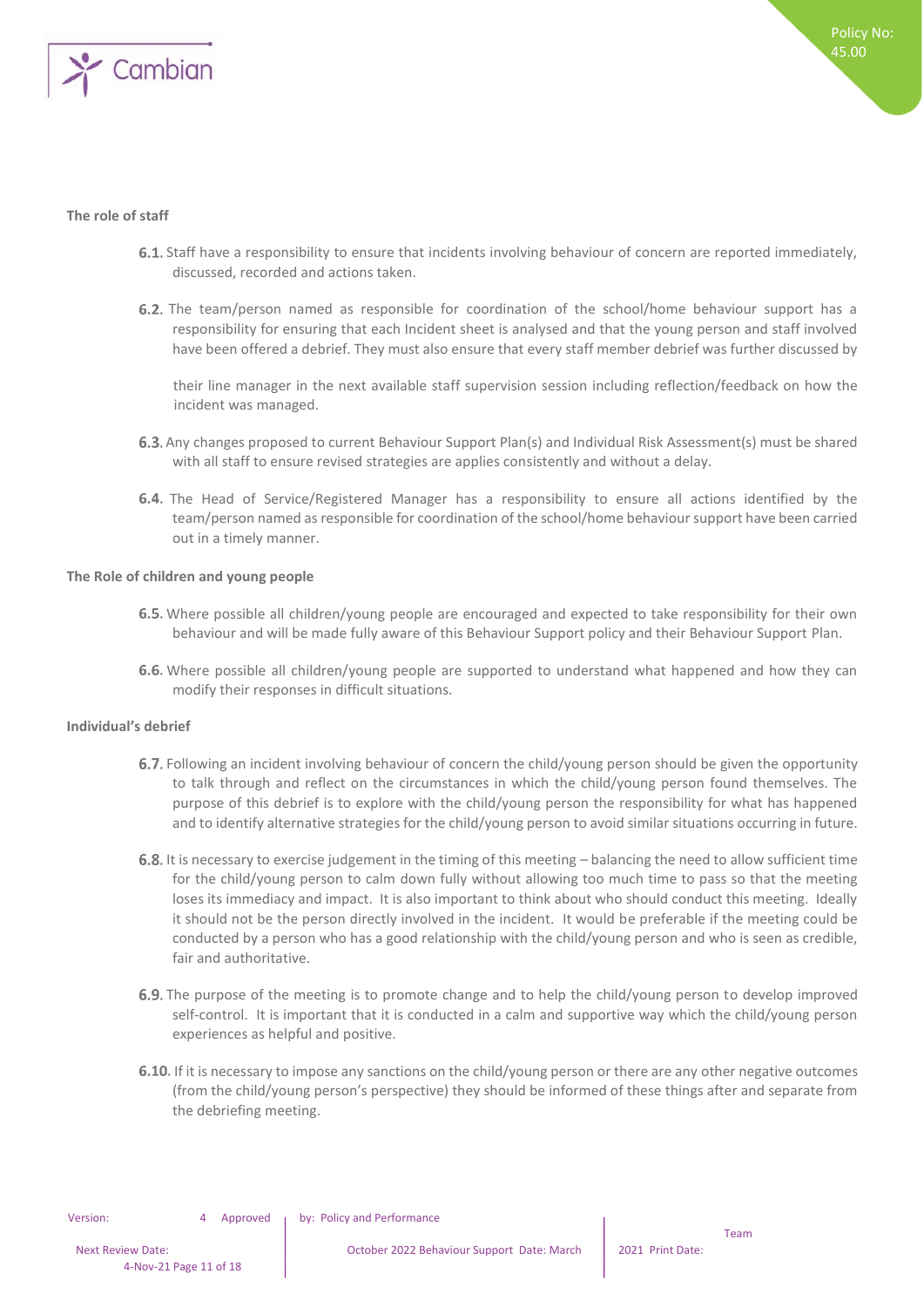**The role of staff**

6.1. Staff have a responsibility to ensure that incidents involving behaviour of concern are reported immediately, discussed, recorded and actions taken.

6.2. The team/person named as responsible for coordination of the school/home behaviour support has a responsibility for ensuring that each Incident sheet is analysed and that the young person and staff involved have been offered a debrief. They must also ensure that every staff member debrief was further discussed by their line manager in the next available staff supervision session including reflection/feedback on how the incident was managed.

6.3. Any changes proposed to current Behaviour Support Plan(s) and Individual Risk Assessment(s) must be shared with all staff to ensure revised strategies are applies consistently and without a delay.

6.4. The Head of Service/Registered Manager has a responsibility to ensure all actions identified by the team/person named as responsible for coordination of the school/home behaviour support have been carried out in a timely manner.

**The Role of children and young people**

6.5. Where possible all children/young people are encouraged and expected to take responsibility for their own behaviour and will be made fully aware of this Behaviour Support policy and their Behaviour Support Plan.

6.6. Where possible all children/young people are supported to understand what happened and how they can modify their responses in difficult situations.

**Individual's debrief**

6.7. Following an incident involving behaviour of concern the child/young person should be given the opportunity to talk through and reflect on the circumstances in which the child/young person found themselves. The purpose of this debrief is to explore with the child/young person the responsibility for what has happened and to identify alternative strategies for the child/young person to avoid similar situations occurring in future.

6.8. It is necessary to exercise judgement in the timing of this meeting – balancing the need to allow sufficient time for the child/young person to calm down fully without allowing too much time to pass so that the meeting loses its immediacy and impact. It is also important to think about who should conduct this meeting. Ideally it should not be the person directly involved in the incident. It would be preferable if the meeting could be conducted by a person who has a good relationship with the child/young person and who is seen as credible, fair and authoritative.

6.9. The purpose of the meeting is to promote change and to help the child/young person to develop improved self-control. It is important that it is conducted in a calm and supportive way which the child/young person experiences as helpful and positive.

6.10. If it is necessary to impose any sanctions on the child/young person or there are any other negative outcomes (from the child/young person's perspective) they should be informed of these things after and separate from the debriefing meeting.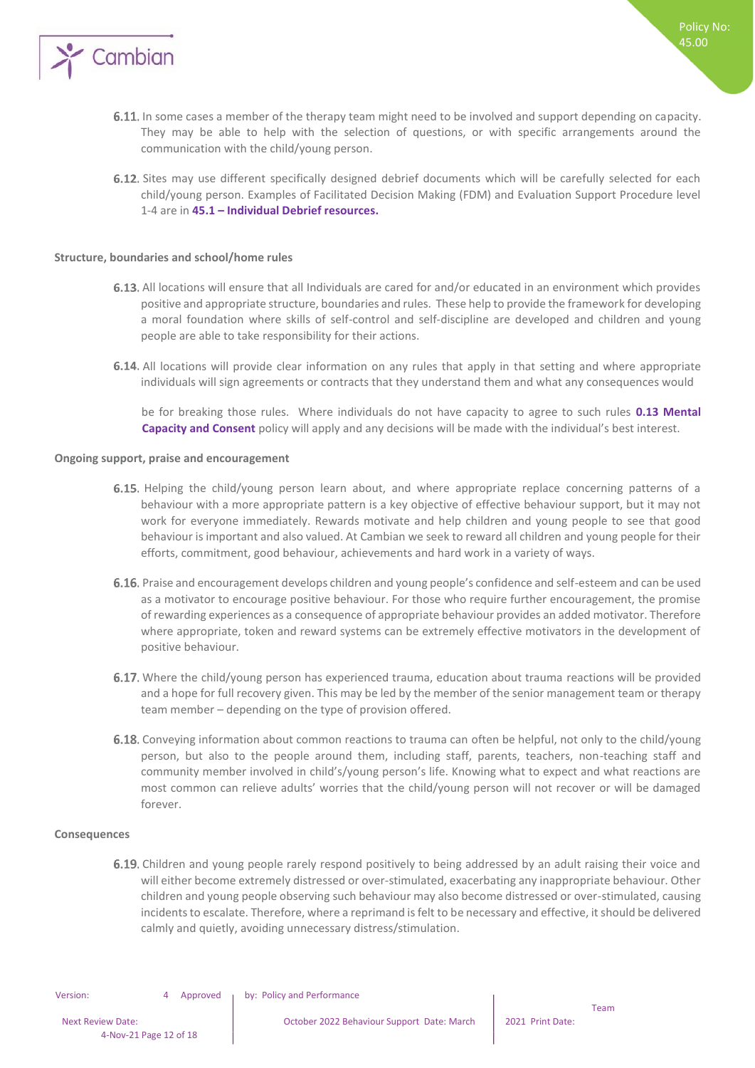6.11. In some cases a member of the therapy team might need to be involved and support depending on capacity. They may be able to help with the selection of questions, or with specific arrangements around the communication with the child/young person.

6.12. Sites may use different specifically designed debrief documents which will be carefully selected for each child/young person. Examples of Facilitated Decision Making (FDM) and Evaluation Support Procedure level 1-4 are in **45.1 – Individual Debrief resources.**

**Structure, boundaries and school/home rules**

6.13. All locations will ensure that all Individuals are cared for and/or educated in an environment which provides positive and appropriate structure, boundaries and rules. These help to provide the framework for developing a moral foundation where skills of self-control and self-discipline are developed and children and young people are able to take responsibility for their actions.

6.14. All locations will provide clear information on any rules that apply in that setting and where appropriate individuals will sign agreements or contracts that they understand them and what any consequences would be for breaking those rules. Where individuals do not have capacity to agree to such rules **0.13 Mental Capacity and Consent** policy will apply and any decisions will be made with the individual's best interest.

**Ongoing support, praise and encouragement**

6.15. Helping the child/young person learn about, and where appropriate replace concerning patterns of a behaviour with a more appropriate pattern is a key objective of effective behaviour support, but it may not work for everyone immediately. Rewards motivate and help children and young people to see that good behaviour is important and also valued. At Cambian we seek to reward all children and young people for their efforts, commitment, good behaviour, achievements and hard work in a variety of ways.

6.16. Praise and encouragement develops children and young people's confidence and self-esteem and can be used as a motivator to encourage positive behaviour. For those who require further encouragement, the promise of rewarding experiences as a consequence of appropriate behaviour provides an added motivator. Therefore where appropriate, token and reward systems can be extremely effective motivators in the development of positive behaviour.

6.17. Where the child/young person has experienced trauma, education about trauma reactions will be provided and a hope for full recovery given. This may be led by the member of the senior management team or therapy team member – depending on the type of provision offered.

6.18. Conveying information about common reactions to trauma can often be helpful, not only to the child/young person, but also to the people around them, including staff, parents, teachers, non-teaching staff and community member involved in child's/young person's life. Knowing what to expect and what reactions are most common can relieve adults' worries that the child/young person will not recover or will be damaged forever.

**Consequences**

6.19. Children and young people rarely respond positively to being addressed by an adult raising their voice and will either become extremely distressed or over-stimulated, exacerbating any inappropriate behaviour. Other children and young people observing such behaviour may also become distressed or over-stimulated, causing incidents to escalate. Therefore, where a reprimand is felt to be necessary and effective, it should be delivered calmly and quietly, avoiding unnecessary distress/stimulation.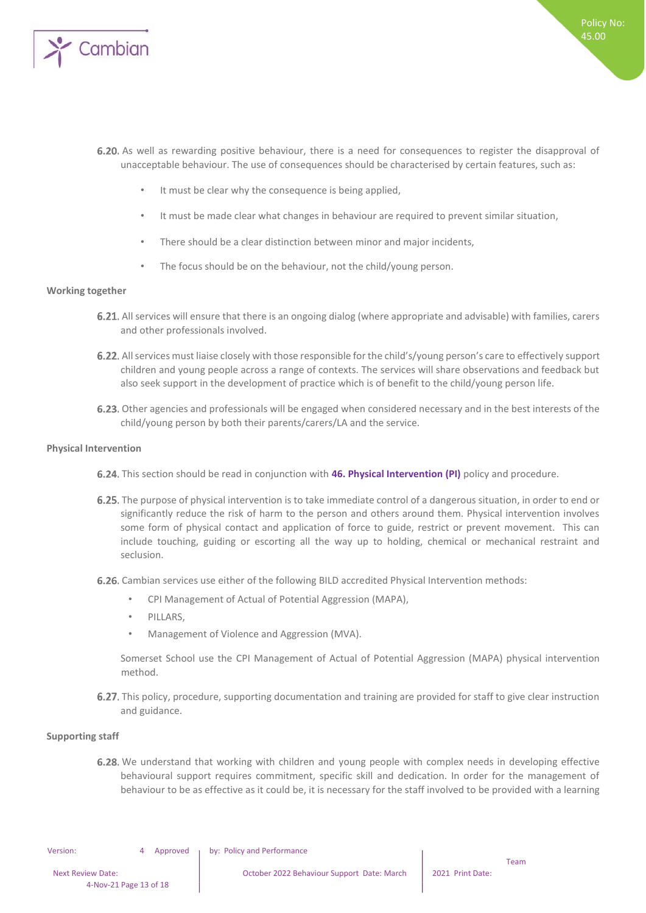6.20. As well as rewarding positive behaviour, there is a need for consequences to register the disapproval of unacceptable behaviour. The use of consequences should be characterised by certain features, such as:

- It must be clear why the consequence is being applied,
- It must be made clear what changes in behaviour are required to prevent similar situation,
- There should be a clear distinction between minor and major incidents,
- The focus should be on the behaviour, not the child/young person.

**Working together**

6.21. All services will ensure that there is an ongoing dialog (where appropriate and advisable) with families, carers and other professionals involved.

6.22. All services must liaise closely with those responsible for the child's/young person's care to effectively support children and young people across a range of contexts. The services will share observations and feedback but also seek support in the development of practice which is of benefit to the child/young person life.

6.23. Other agencies and professionals will be engaged when considered necessary and in the best interests of the child/young person by both their parents/carers/LA and the service.

**Physical Intervention**

6.24. This section should be read in conjunction with **46. Physical Intervention (PI)** policy and procedure.

6.25. The purpose of physical intervention is to take immediate control of a dangerous situation, in order to end or significantly reduce the risk of harm to the person and others around them. Physical intervention involves some form of physical contact and application of force to guide, restrict or prevent movement. This can include touching, guiding or escorting all the way up to holding, chemical or mechanical restraint and seclusion.

6.26. Cambian services use either of the following BILD accredited Physical Intervention methods:

- CPI Management of Actual of Potential Aggression (MAPA),
- PILLARS,
- Management of Violence and Aggression (MVA).

Somerset School use the CPI Management of Actual of Potential Aggression (MAPA) physical intervention method.

6.27. This policy, procedure, supporting documentation and training are provided for staff to give clear instruction and guidance.

**Supporting staff**

6.28. We understand that working with children and young people with complex needs in developing effective behavioural support requires commitment, specific skill and dedication. In order for the management of behaviour to be as effective as it could be, it is necessary for the staff involved to be provided with a learning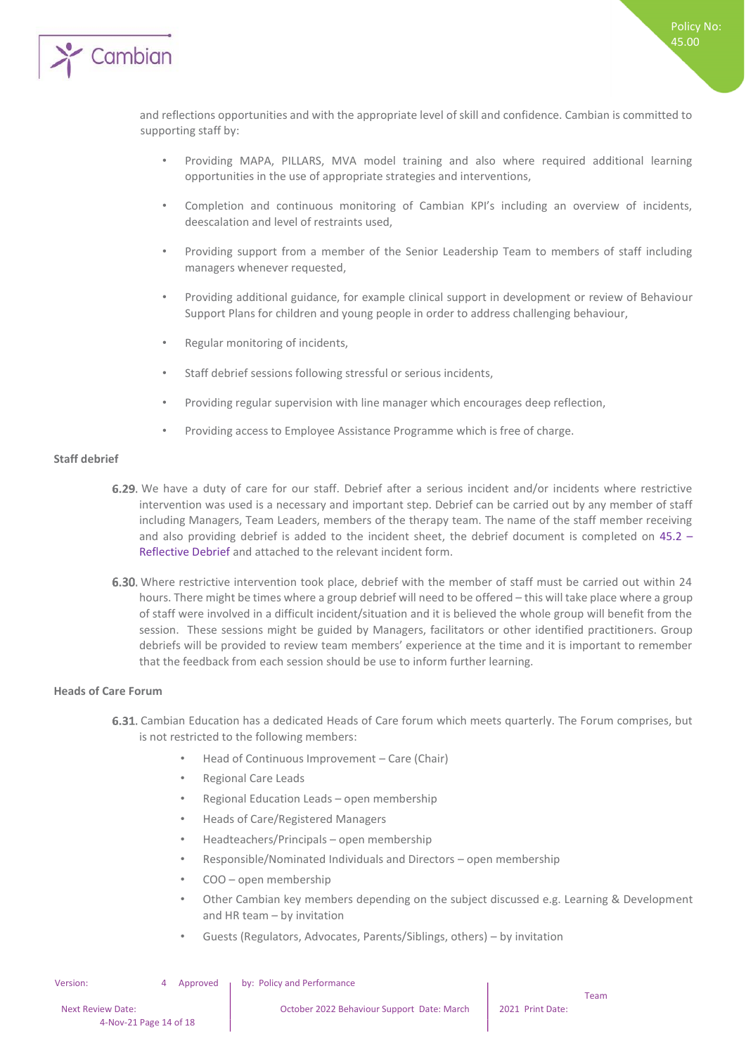and reflections opportunities and with the appropriate level of skill and confidence. Cambian is committed to supporting staff by:

- Providing MAPA, PILLARS, MVA model training and also where required additional learning opportunities in the use of appropriate strategies and interventions,
- Completion and continuous monitoring of Cambian KPI's including an overview of incidents, deescalation and level of restraints used,
- Providing support from a member of the Senior Leadership Team to members of staff including managers whenever requested,
- Providing additional guidance, for example clinical support in development or review of Behaviour Support Plans for children and young people in order to address challenging behaviour,
- Regular monitoring of incidents,
- Staff debrief sessions following stressful or serious incidents,
- Providing regular supervision with line manager which encourages deep reflection,
- Providing access to Employee Assistance Programme which is free of charge.

**Staff debrief**

**6.29.** We have a duty of care for our staff. Debrief after a serious incident and/or incidents where restrictive intervention was used is a necessary and important step. Debrief can be carried out by any member of staff including Managers, Team Leaders, members of the therapy team. The name of the staff member receiving and also providing debrief is added to the incident sheet, the debrief document is completed on 45.2 – Reflective Debrief and attached to the relevant incident form.

**6.30.** Where restrictive intervention took place, debrief with the member of staff must be carried out within 24 hours. There might be times where a group debrief will need to be offered – this will take place where a group of staff were involved in a difficult incident/situation and it is believed the whole group will benefit from the session. These sessions might be guided by Managers, facilitators or other identified practitioners. Group debriefs will be provided to review team members' experience at the time and it is important to remember that the feedback from each session should be use to inform further learning.

**Heads of Care Forum**

**6.31.** Cambian Education has a dedicated Heads of Care forum which meets quarterly. The Forum comprises, but is not restricted to the following members:

- Head of Continuous Improvement – Care (Chair)
- Regional Care Leads
- Regional Education Leads – open membership
- Heads of Care/Registered Managers
- Headteachers/Principals – open membership
- Responsible/Nominated Individuals and Directors – open membership
- COO – open membership
- Other Cambian key members depending on the subject discussed e.g. Learning & Development and HR team – by invitation
- Guests (Regulators, Advocates, Parents/Siblings, others) – by invitation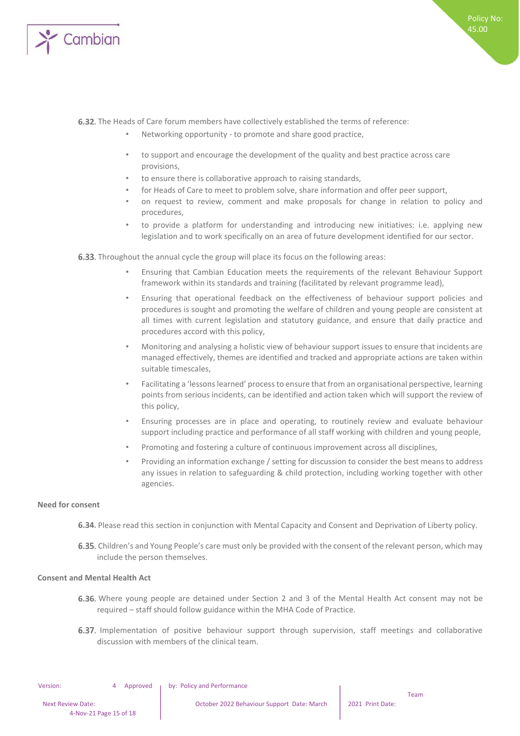**6.32.** The Heads of Care forum members have collectively established the terms of reference:

- Networking opportunity - to promote and share good practice,
- to support and encourage the development of the quality and best practice across care provisions,
- to ensure there is collaborative approach to raising standards,
- for Heads of Care to meet to problem solve, share information and offer peer support,
- on request to review, comment and make proposals for change in relation to policy and procedures,
- to provide a platform for understanding and introducing new initiatives: i.e. applying new legislation and to work specifically on an area of future development identified for our sector.

**6.33.** Throughout the annual cycle the group will place its focus on the following areas:

- Ensuring that Cambian Education meets the requirements of the relevant Behaviour Support framework within its standards and training (facilitated by relevant programme lead),
- Ensuring that operational feedback on the effectiveness of behaviour support policies and procedures is sought and promoting the welfare of children and young people are consistent at all times with current legislation and statutory guidance, and ensure that daily practice and procedures accord with this policy,
- Monitoring and analysing a holistic view of behaviour support issues to ensure that incidents are managed effectively, themes are identified and tracked and appropriate actions are taken within suitable timescales,
- Facilitating a 'lessons learned' process to ensure that from an organisational perspective, learning points from serious incidents, can be identified and action taken which will support the review of this policy,
- Ensuring processes are in place and operating, to routinely review and evaluate behaviour support including practice and performance of all staff working with children and young people,
- Promoting and fostering a culture of continuous improvement across all disciplines,
- Providing an information exchange / setting for discussion to consider the best means to address any issues in relation to safeguarding & child protection, including working together with other agencies.

**Need for consent**

**6.34.** Please read this section in conjunction with Mental Capacity and Consent and Deprivation of Liberty policy.

**6.35.** Children's and Young People's care must only be provided with the consent of the relevant person, which may include the person themselves.

**Consent and Mental Health Act**

**6.36.** Where young people are detained under Section 2 and 3 of the Mental Health Act consent may not be required – staff should follow guidance within the MHA Code of Practice.

**6.37.** Implementation of positive behaviour support through supervision, staff meetings and collaborative discussion with members of the clinical team.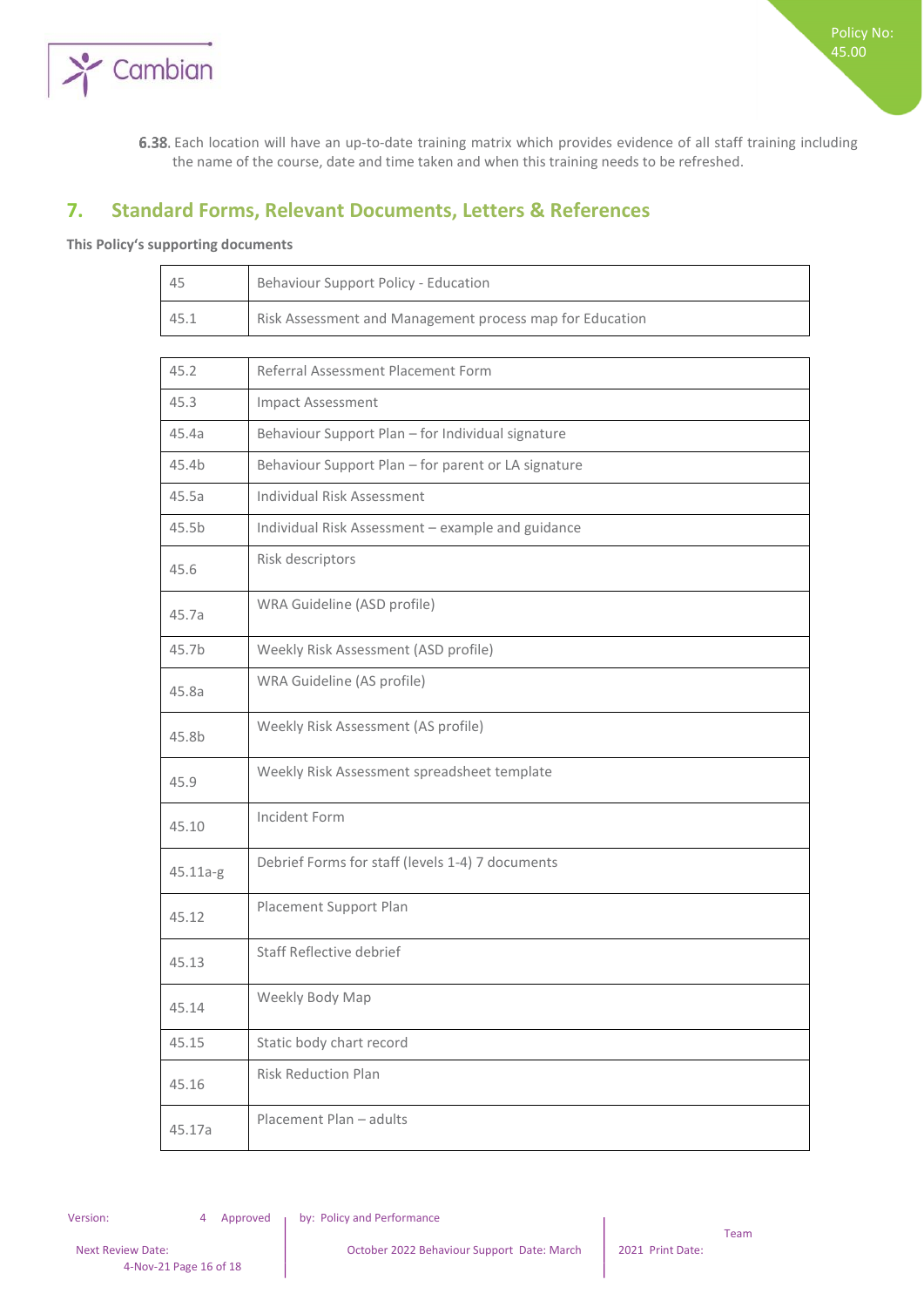6.38. Each location will have an up-to-date training matrix which provides evidence of all staff training including the name of the course, date and time taken and when this training needs to be refreshed.

## 7. Standard Forms, Relevant Documents, Letters & References

**This Policy's supporting documents**

| | |
|---|---|
| 45 | Behaviour Support Policy - Education |
| 45.1 | Risk Assessment and Management process map for Education |
| 45.2 | Referral Assessment Placement Form |
| 45.3 | Impact Assessment |
| 45.4a | Behaviour Support Plan – for Individual signature |
| 45.4b | Behaviour Support Plan – for parent or LA signature |
| 45.5a | Individual Risk Assessment |
| 45.5b | Individual Risk Assessment – example and guidance |
| 45.6 | Risk descriptors |
| 45.7a | WRA Guideline (ASD profile) |
| 45.7b | Weekly Risk Assessment (ASD profile) |
| 45.8a | WRA Guideline (AS profile) |
| 45.8b | Weekly Risk Assessment (AS profile) |
| 45.9 | Weekly Risk Assessment spreadsheet template |
| 45.10 | Incident Form |
| 45.11a-g | Debrief Forms for staff (levels 1-4) 7 documents |
| 45.12 | Placement Support Plan |
| 45.13 | Staff Reflective debrief |
| 45.14 | Weekly Body Map |
| 45.15 | Static body chart record |
| 45.16 | Risk Reduction Plan |
| 45.17a | Placement Plan – adults |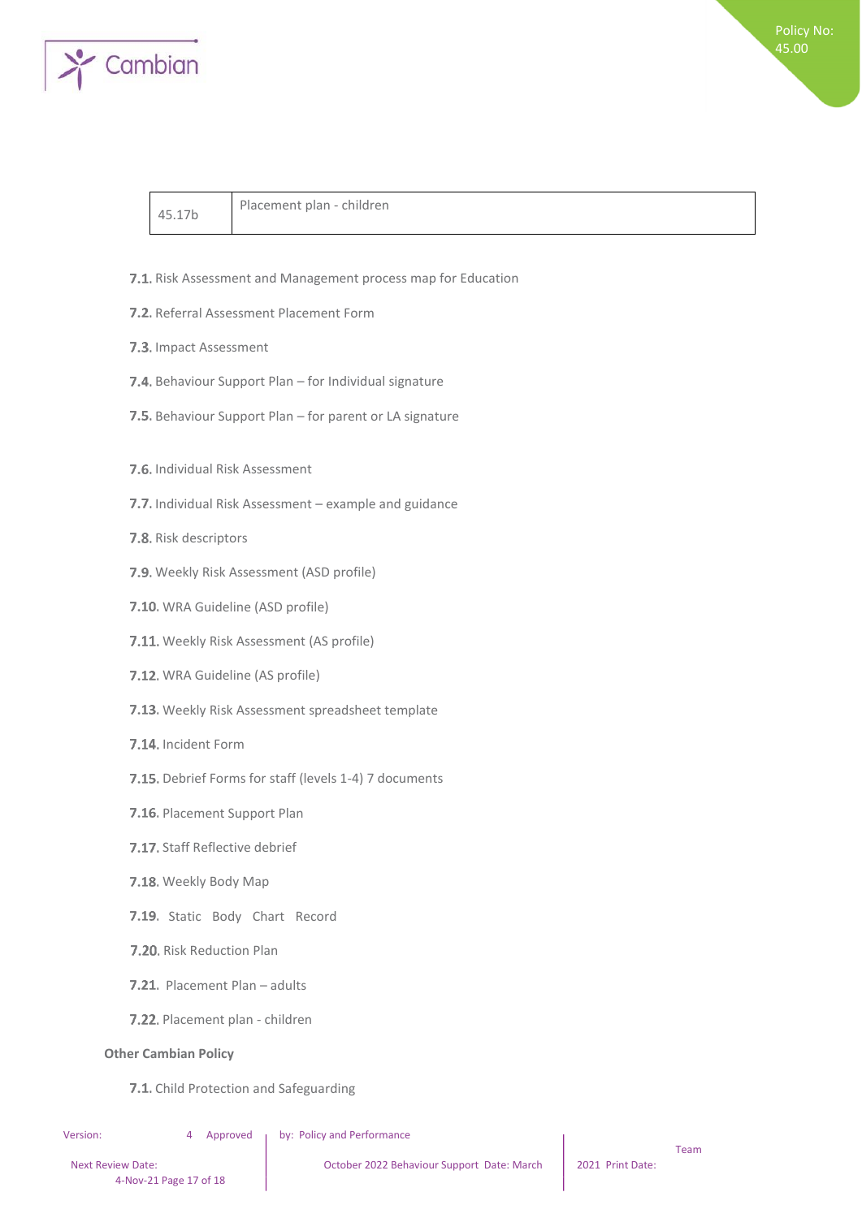| 45.17b | Placement plan - children |
|---|---|

7.1. Risk Assessment and Management process map for Education

7.2. Referral Assessment Placement Form

7.3. Impact Assessment

7.4. Behaviour Support Plan – for Individual signature

7.5. Behaviour Support Plan – for parent or LA signature

7.6. Individual Risk Assessment

7.7. Individual Risk Assessment – example and guidance

7.8. Risk descriptors

7.9. Weekly Risk Assessment (ASD profile)

7.10. WRA Guideline (ASD profile)

7.11. Weekly Risk Assessment (AS profile)

7.12. WRA Guideline (AS profile)

7.13. Weekly Risk Assessment spreadsheet template

7.14. Incident Form

7.15. Debrief Forms for staff (levels 1-4) 7 documents

7.16. Placement Support Plan

7.17. Staff Reflective debrief

7.18. Weekly Body Map

7.19. Static Body Chart Record

7.20. Risk Reduction Plan

7.21. Placement Plan – adults

7.22. Placement plan - children

**Other Cambian Policy**

7.1. Child Protection and Safeguarding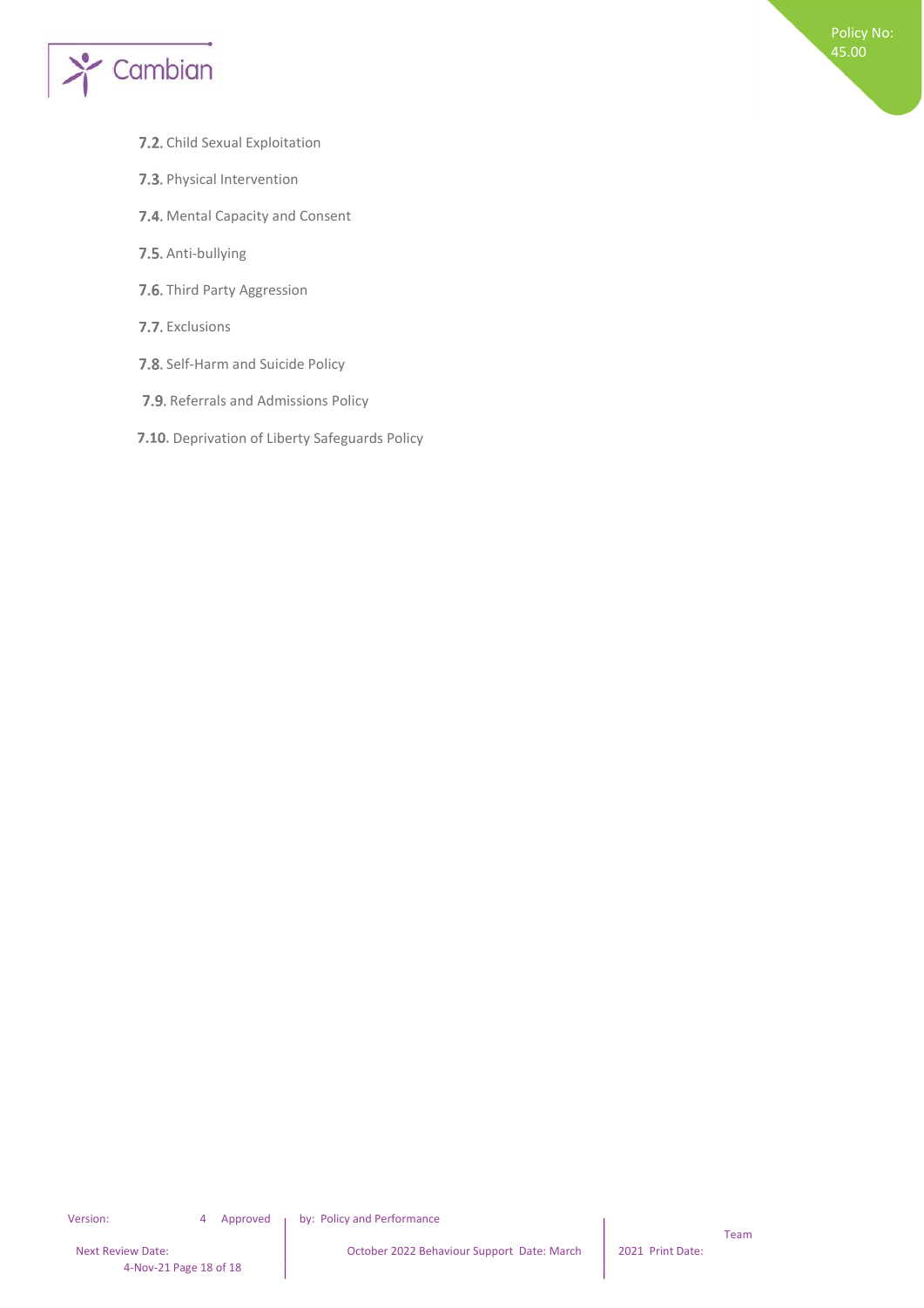- **7.2.** Child Sexual Exploitation
- **7.3.** Physical Intervention
- **7.4.** Mental Capacity and Consent
- **7.5.** Anti-bullying
- **7.6.** Third Party Aggression
- **7.7.** Exclusions
- **7.8.** Self-Harm and Suicide Policy
- **7.9.** Referrals and Admissions Policy
- **7.10.** Deprivation of Liberty Safeguards Policy